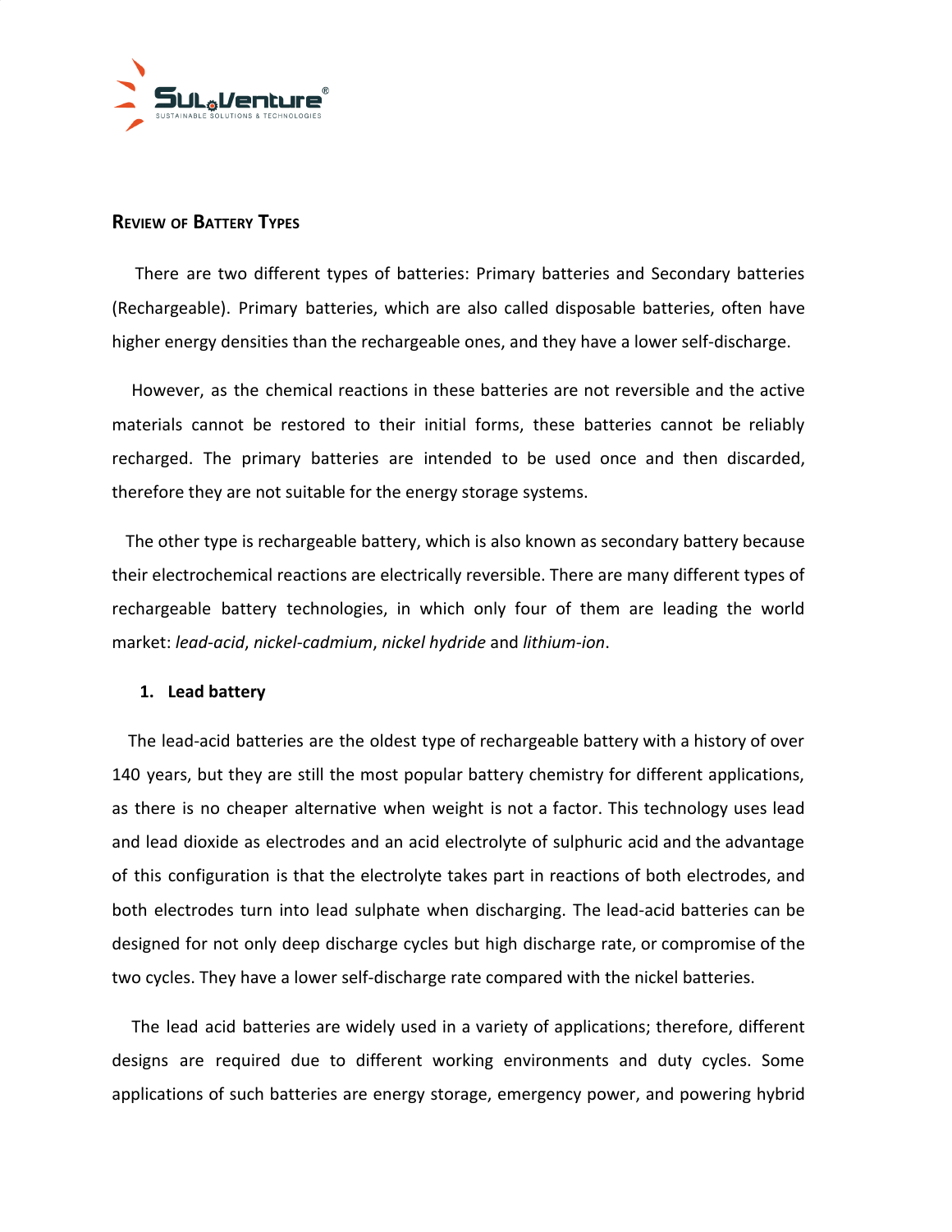## Review of Battery Types

There are two different types of batteries: Primary batteries and Secondary batteries (Rechargeable). Primary batteries, which are also called disposable batteries, often have higher energy densities than the rechargeable ones, and they have a lower self-discharge.

However, as the chemical reactions in these batteries are not reversible and the active materials cannot be restored to their initial forms, these batteries cannot be reliably recharged. The primary batteries are intended to be used once and then discarded, therefore they are not suitable for the energy storage systems.

The other type is rechargeable battery, which is also known as secondary battery because their electrochemical reactions are electrically reversible. There are many different types of rechargeable battery technologies, in which only four of them are leading the world market: *lead-acid*, *nickel-cadmium*, *nickel hydride* and *lithium-ion*.

### 1. Lead battery

The lead-acid batteries are the oldest type of rechargeable battery with a history of over 140 years, but they are still the most popular battery chemistry for different applications, as there is no cheaper alternative when weight is not a factor. This technology uses lead and lead dioxide as electrodes and an acid electrolyte of sulphuric acid and the advantage of this configuration is that the electrolyte takes part in reactions of both electrodes, and both electrodes turn into lead sulphate when discharging. The lead-acid batteries can be designed for not only deep discharge cycles but high discharge rate, or compromise of the two cycles. They have a lower self-discharge rate compared with the nickel batteries.

The lead acid batteries are widely used in a variety of applications; therefore, different designs are required due to different working environments and duty cycles. Some applications of such batteries are energy storage, emergency power, and powering hybrid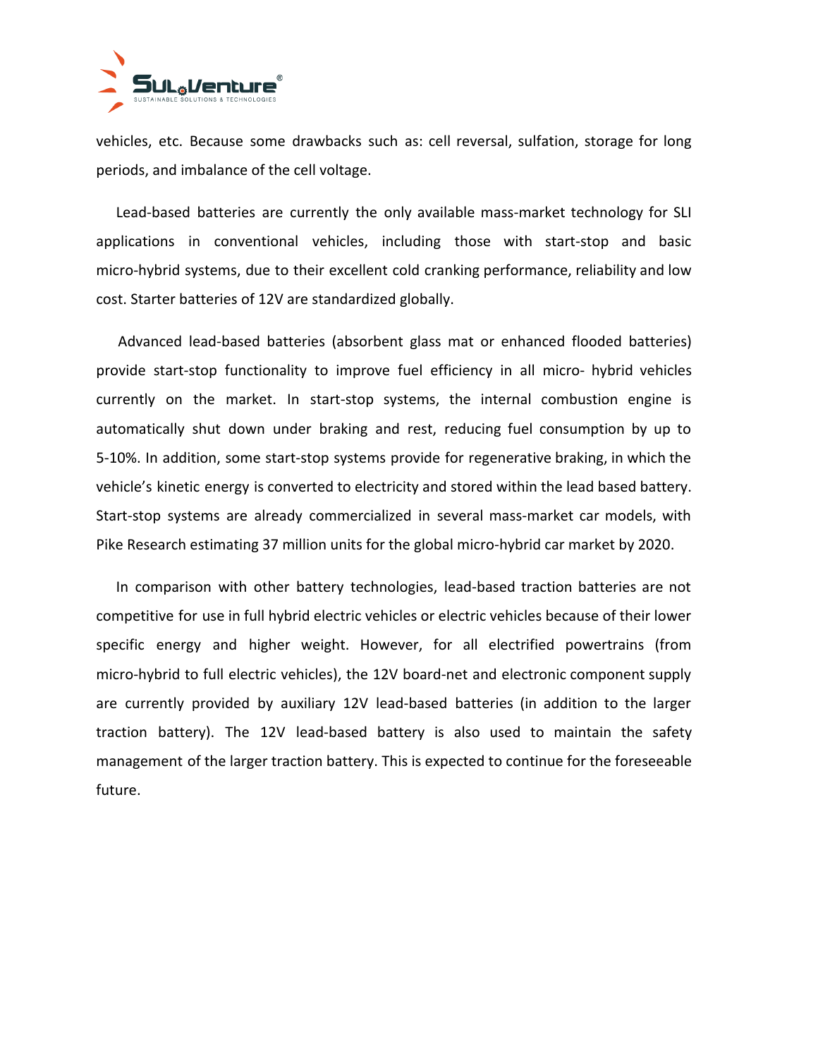vehicles, etc. Because some drawbacks such as: cell reversal, sulfation, storage for long periods, and imbalance of the cell voltage.

Lead-based batteries are currently the only available mass-market technology for SLI applications in conventional vehicles, including those with start-stop and basic micro-hybrid systems, due to their excellent cold cranking performance, reliability and low cost. Starter batteries of 12V are standardized globally.

Advanced lead-based batteries (absorbent glass mat or enhanced flooded batteries) provide start-stop functionality to improve fuel efficiency in all micro- hybrid vehicles currently on the market. In start-stop systems, the internal combustion engine is automatically shut down under braking and rest, reducing fuel consumption by up to 5-10%. In addition, some start-stop systems provide for regenerative braking, in which the vehicle's kinetic energy is converted to electricity and stored within the lead based battery. Start-stop systems are already commercialized in several mass-market car models, with Pike Research estimating 37 million units for the global micro-hybrid car market by 2020.

In comparison with other battery technologies, lead-based traction batteries are not competitive for use in full hybrid electric vehicles or electric vehicles because of their lower specific energy and higher weight. However, for all electrified powertrains (from micro-hybrid to full electric vehicles), the 12V board-net and electronic component supply are currently provided by auxiliary 12V lead-based batteries (in addition to the larger traction battery). The 12V lead-based battery is also used to maintain the safety management of the larger traction battery. This is expected to continue for the foreseeable future.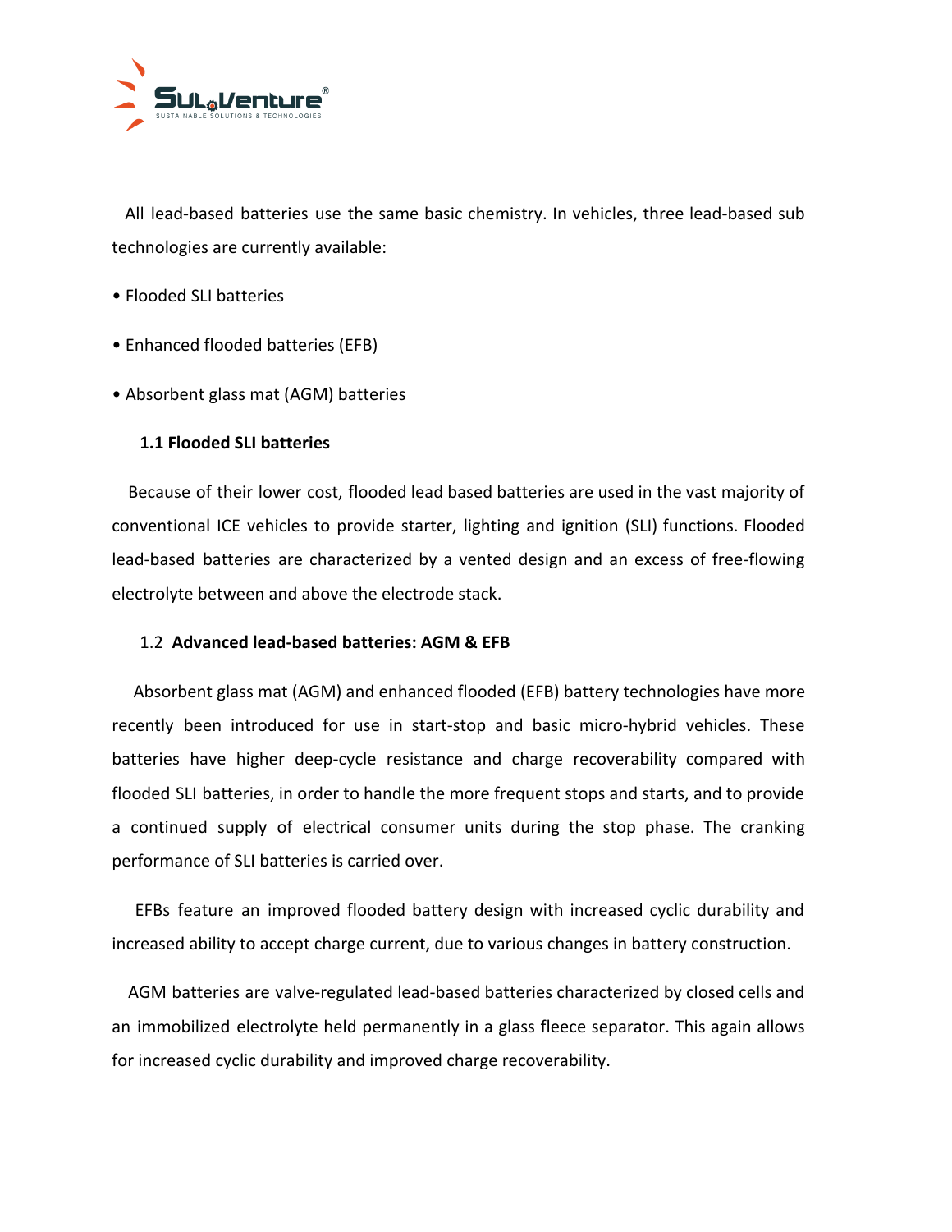All lead-based batteries use the same basic chemistry. In vehicles, three lead-based sub technologies are currently available:

- Flooded SLI batteries
- Enhanced flooded batteries (EFB)
- Absorbent glass mat (AGM) batteries

### 1.1 Flooded SLI batteries

Because of their lower cost, flooded lead based batteries are used in the vast majority of conventional ICE vehicles to provide starter, lighting and ignition (SLI) functions. Flooded lead-based batteries are characterized by a vented design and an excess of free-flowing electrolyte between and above the electrode stack.

### 1.2 **Advanced lead-based batteries: AGM & EFB**

Absorbent glass mat (AGM) and enhanced flooded (EFB) battery technologies have more recently been introduced for use in start-stop and basic micro-hybrid vehicles. These batteries have higher deep-cycle resistance and charge recoverability compared with flooded SLI batteries, in order to handle the more frequent stops and starts, and to provide a continued supply of electrical consumer units during the stop phase. The cranking performance of SLI batteries is carried over.

EFBs feature an improved flooded battery design with increased cyclic durability and increased ability to accept charge current, due to various changes in battery construction.

AGM batteries are valve-regulated lead-based batteries characterized by closed cells and an immobilized electrolyte held permanently in a glass fleece separator. This again allows for increased cyclic durability and improved charge recoverability.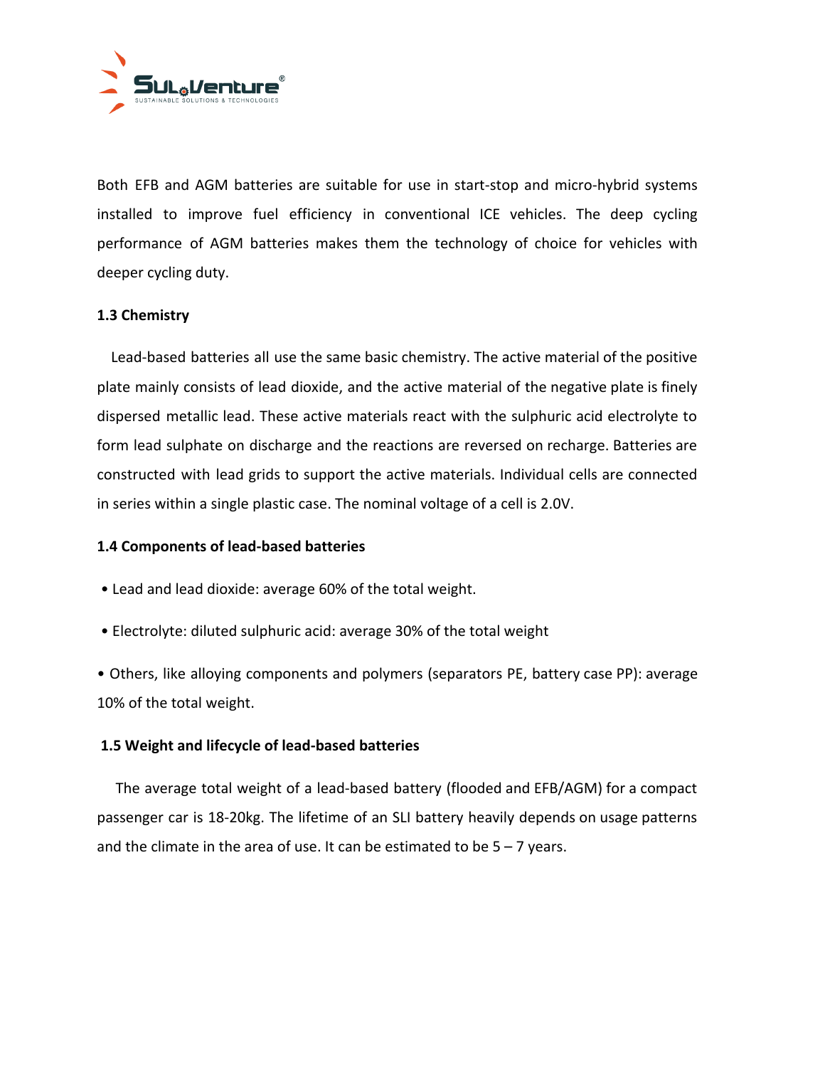Both EFB and AGM batteries are suitable for use in start-stop and micro-hybrid systems installed to improve fuel efficiency in conventional ICE vehicles. The deep cycling performance of AGM batteries makes them the technology of choice for vehicles with deeper cycling duty.

### 1.3 Chemistry

Lead-based batteries all use the same basic chemistry. The active material of the positive plate mainly consists of lead dioxide, and the active material of the negative plate is finely dispersed metallic lead. These active materials react with the sulphuric acid electrolyte to form lead sulphate on discharge and the reactions are reversed on recharge. Batteries are constructed with lead grids to support the active materials. Individual cells are connected in series within a single plastic case. The nominal voltage of a cell is 2.0V.

### 1.4 Components of lead-based batteries

- Lead and lead dioxide: average 60% of the total weight.
- Electrolyte: diluted sulphuric acid: average 30% of the total weight
- Others, like alloying components and polymers (separators PE, battery case PP): average 10% of the total weight.

### 1.5 Weight and lifecycle of lead-based batteries

The average total weight of a lead-based battery (flooded and EFB/AGM) for a compact passenger car is 18-20kg. The lifetime of an SLI battery heavily depends on usage patterns and the climate in the area of use. It can be estimated to be 5 – 7 years.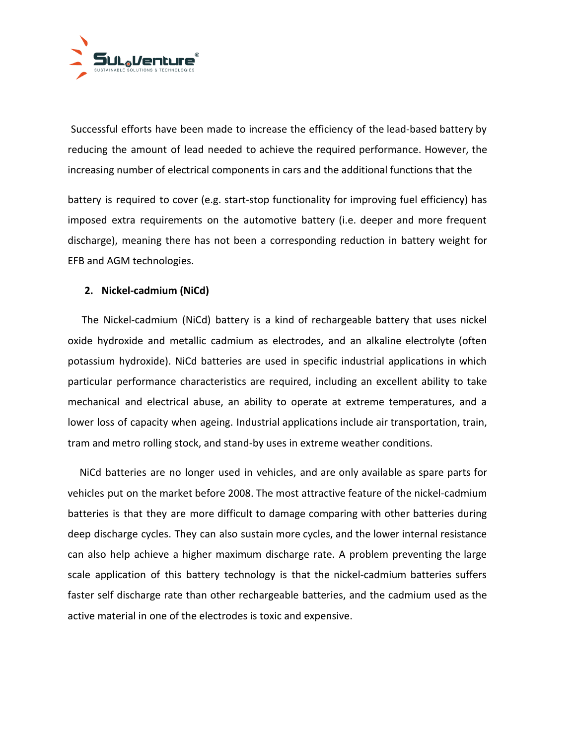Successful efforts have been made to increase the efficiency of the lead-based battery by reducing the amount of lead needed to achieve the required performance. However, the increasing number of electrical components in cars and the additional functions that the battery is required to cover (e.g. start-stop functionality for improving fuel efficiency) has imposed extra requirements on the automotive battery (i.e. deeper and more frequent discharge), meaning there has not been a corresponding reduction in battery weight for EFB and AGM technologies.

### 2. Nickel-cadmium (NiCd)

The Nickel-cadmium (NiCd) battery is a kind of rechargeable battery that uses nickel oxide hydroxide and metallic cadmium as electrodes, and an alkaline electrolyte (often potassium hydroxide). NiCd batteries are used in specific industrial applications in which particular performance characteristics are required, including an excellent ability to take mechanical and electrical abuse, an ability to operate at extreme temperatures, and a lower loss of capacity when ageing. Industrial applications include air transportation, train, tram and metro rolling stock, and stand-by uses in extreme weather conditions.

NiCd batteries are no longer used in vehicles, and are only available as spare parts for vehicles put on the market before 2008. The most attractive feature of the nickel-cadmium batteries is that they are more difficult to damage comparing with other batteries during deep discharge cycles. They can also sustain more cycles, and the lower internal resistance can also help achieve a higher maximum discharge rate. A problem preventing the large scale application of this battery technology is that the nickel-cadmium batteries suffers faster self discharge rate than other rechargeable batteries, and the cadmium used as the active material in one of the electrodes is toxic and expensive.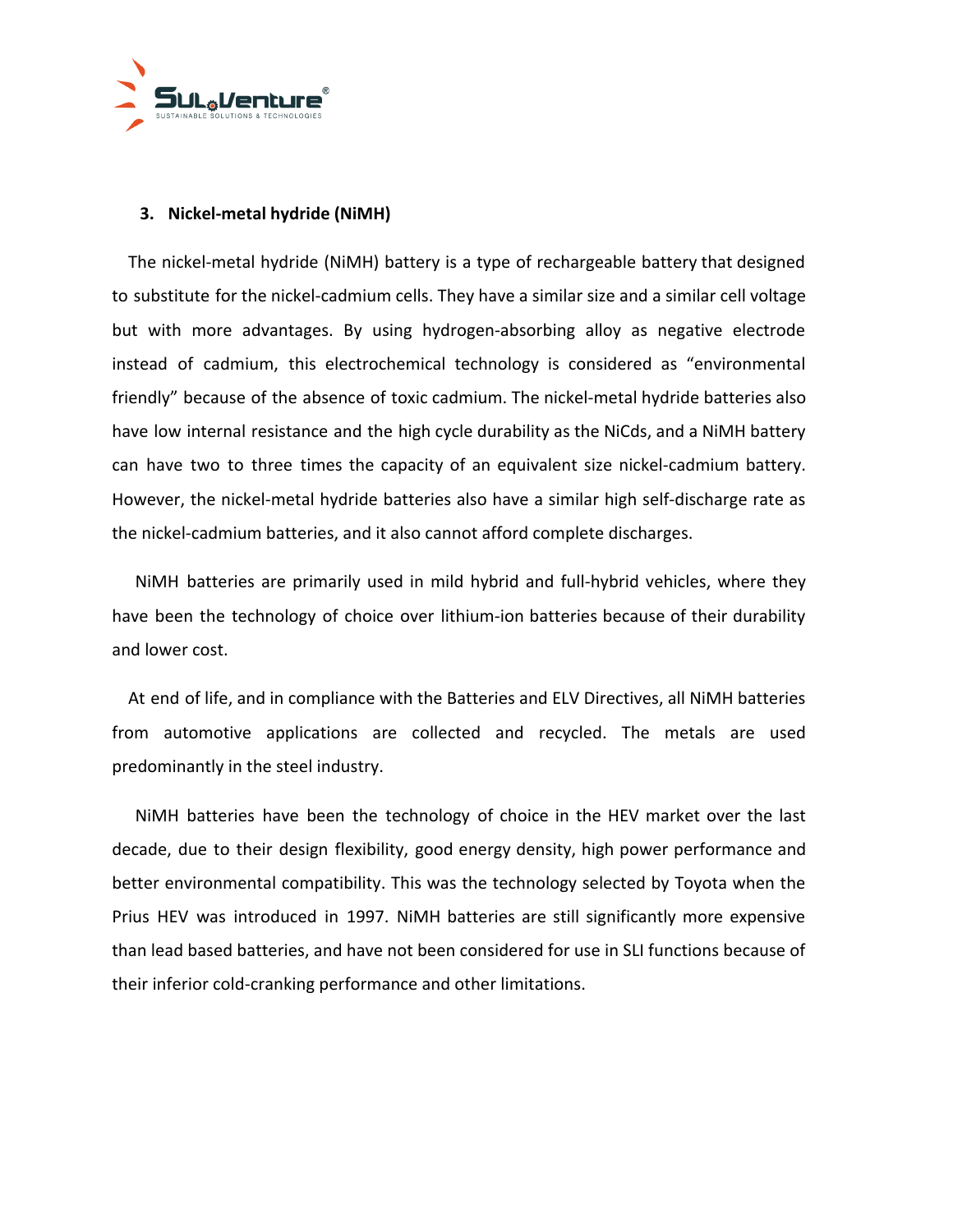### 3. Nickel-metal hydride (NiMH)

The nickel-metal hydride (NiMH) battery is a type of rechargeable battery that designed to substitute for the nickel-cadmium cells. They have a similar size and a similar cell voltage but with more advantages. By using hydrogen-absorbing alloy as negative electrode instead of cadmium, this electrochemical technology is considered as "environmental friendly" because of the absence of toxic cadmium. The nickel-metal hydride batteries also have low internal resistance and the high cycle durability as the NiCds, and a NiMH battery can have two to three times the capacity of an equivalent size nickel-cadmium battery. However, the nickel-metal hydride batteries also have a similar high self-discharge rate as the nickel-cadmium batteries, and it also cannot afford complete discharges.

NiMH batteries are primarily used in mild hybrid and full-hybrid vehicles, where they have been the technology of choice over lithium-ion batteries because of their durability and lower cost.

At end of life, and in compliance with the Batteries and ELV Directives, all NiMH batteries from automotive applications are collected and recycled. The metals are used predominantly in the steel industry.

NiMH batteries have been the technology of choice in the HEV market over the last decade, due to their design flexibility, good energy density, high power performance and better environmental compatibility. This was the technology selected by Toyota when the Prius HEV was introduced in 1997. NiMH batteries are still significantly more expensive than lead based batteries, and have not been considered for use in SLI functions because of their inferior cold-cranking performance and other limitations.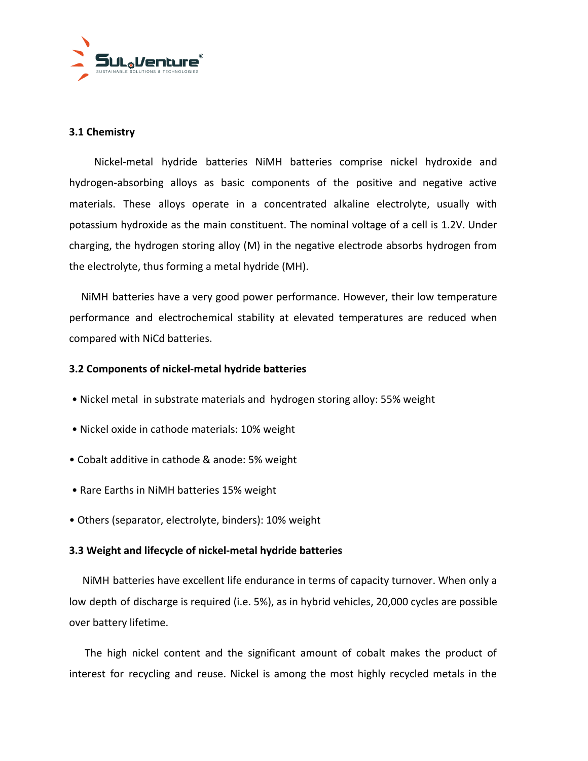### 3.1 Chemistry

Nickel-metal hydride batteries NiMH batteries comprise nickel hydroxide and hydrogen-absorbing alloys as basic components of the positive and negative active materials. These alloys operate in a concentrated alkaline electrolyte, usually with potassium hydroxide as the main constituent. The nominal voltage of a cell is 1.2V. Under charging, the hydrogen storing alloy (M) in the negative electrode absorbs hydrogen from the electrolyte, thus forming a metal hydride (MH).

NiMH batteries have a very good power performance. However, their low temperature performance and electrochemical stability at elevated temperatures are reduced when compared with NiCd batteries.

### 3.2 Components of nickel-metal hydride batteries

- Nickel metal in substrate materials and hydrogen storing alloy: 55% weight
- Nickel oxide in cathode materials: 10% weight
- Cobalt additive in cathode & anode: 5% weight
- Rare Earths in NiMH batteries 15% weight
- Others (separator, electrolyte, binders): 10% weight

### 3.3 Weight and lifecycle of nickel-metal hydride batteries

NiMH batteries have excellent life endurance in terms of capacity turnover. When only a low depth of discharge is required (i.e. 5%), as in hybrid vehicles, 20,000 cycles are possible over battery lifetime.

The high nickel content and the significant amount of cobalt makes the product of interest for recycling and reuse. Nickel is among the most highly recycled metals in the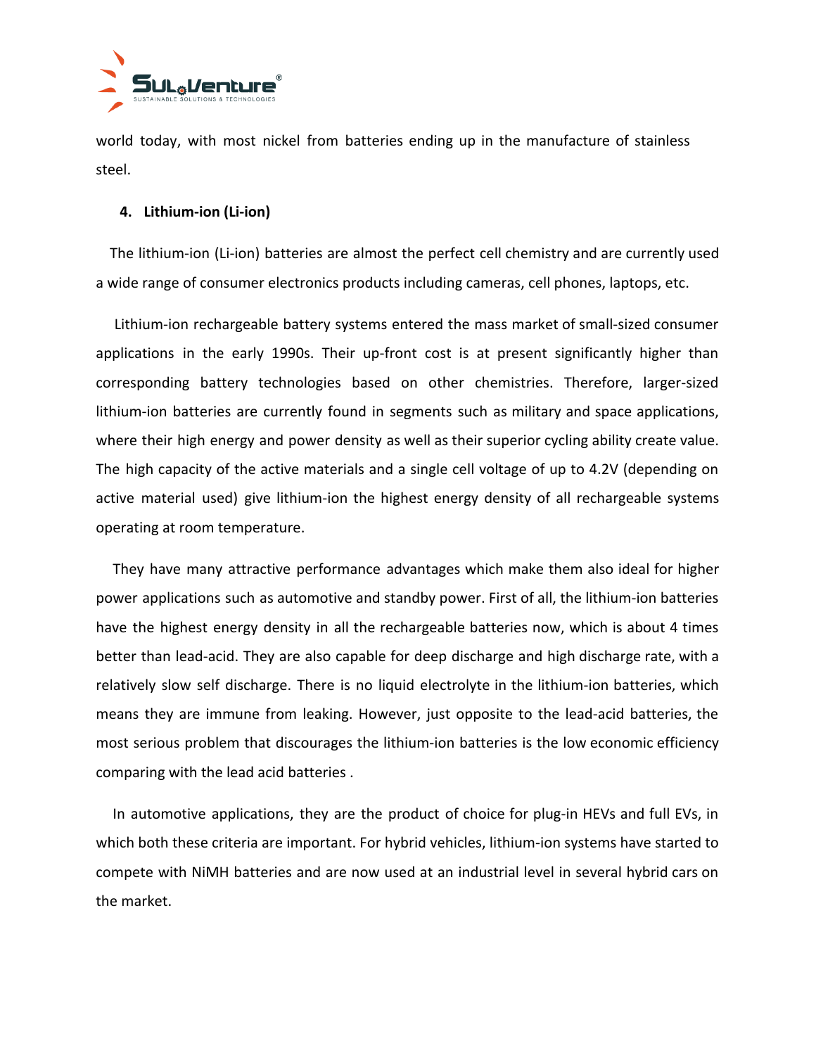world today, with most nickel from batteries ending up in the manufacture of stainless steel.

4. **Lithium-ion (Li-ion)**

The lithium-ion (Li-ion) batteries are almost the perfect cell chemistry and are currently used a wide range of consumer electronics products including cameras, cell phones, laptops, etc.

Lithium-ion rechargeable battery systems entered the mass market of small-sized consumer applications in the early 1990s. Their up-front cost is at present significantly higher than corresponding battery technologies based on other chemistries. Therefore, larger-sized lithium-ion batteries are currently found in segments such as military and space applications, where their high energy and power density as well as their superior cycling ability create value. The high capacity of the active materials and a single cell voltage of up to 4.2V (depending on active material used) give lithium-ion the highest energy density of all rechargeable systems operating at room temperature.

They have many attractive performance advantages which make them also ideal for higher power applications such as automotive and standby power. First of all, the lithium-ion batteries have the highest energy density in all the rechargeable batteries now, which is about 4 times better than lead-acid. They are also capable for deep discharge and high discharge rate, with a relatively slow self discharge. There is no liquid electrolyte in the lithium-ion batteries, which means they are immune from leaking. However, just opposite to the lead-acid batteries, the most serious problem that discourages the lithium-ion batteries is the low economic efficiency comparing with the lead acid batteries .

In automotive applications, they are the product of choice for plug-in HEVs and full EVs, in which both these criteria are important. For hybrid vehicles, lithium-ion systems have started to compete with NiMH batteries and are now used at an industrial level in several hybrid cars on the market.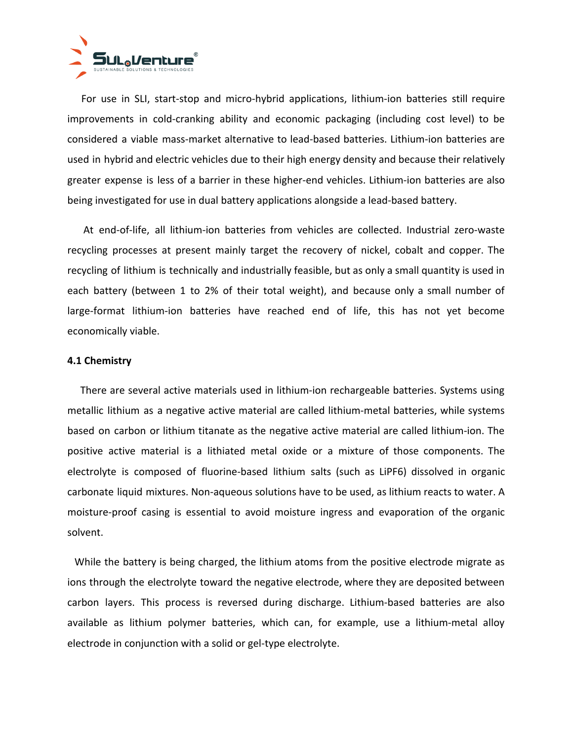For use in SLI, start-stop and micro-hybrid applications, lithium-ion batteries still require improvements in cold-cranking ability and economic packaging (including cost level) to be considered a viable mass-market alternative to lead-based batteries. Lithium-ion batteries are used in hybrid and electric vehicles due to their high energy density and because their relatively greater expense is less of a barrier in these higher-end vehicles. Lithium-ion batteries are also being investigated for use in dual battery applications alongside a lead-based battery.

At end-of-life, all lithium-ion batteries from vehicles are collected. Industrial zero-waste recycling processes at present mainly target the recovery of nickel, cobalt and copper. The recycling of lithium is technically and industrially feasible, but as only a small quantity is used in each battery (between 1 to 2% of their total weight), and because only a small number of large-format lithium-ion batteries have reached end of life, this has not yet become economically viable.

**4.1 Chemistry**

There are several active materials used in lithium-ion rechargeable batteries. Systems using metallic lithium as a negative active material are called lithium-metal batteries, while systems based on carbon or lithium titanate as the negative active material are called lithium-ion. The positive active material is a lithiated metal oxide or a mixture of those components. The electrolyte is composed of fluorine-based lithium salts (such as $LiPF_6$) dissolved in organic carbonate liquid mixtures. Non-aqueous solutions have to be used, as lithium reacts to water. A moisture-proof casing is essential to avoid moisture ingress and evaporation of the organic solvent.

While the battery is being charged, the lithium atoms from the positive electrode migrate as ions through the electrolyte toward the negative electrode, where they are deposited between carbon layers. This process is reversed during discharge. Lithium-based batteries are also available as lithium polymer batteries, which can, for example, use a lithium-metal alloy electrode in conjunction with a solid or gel-type electrolyte.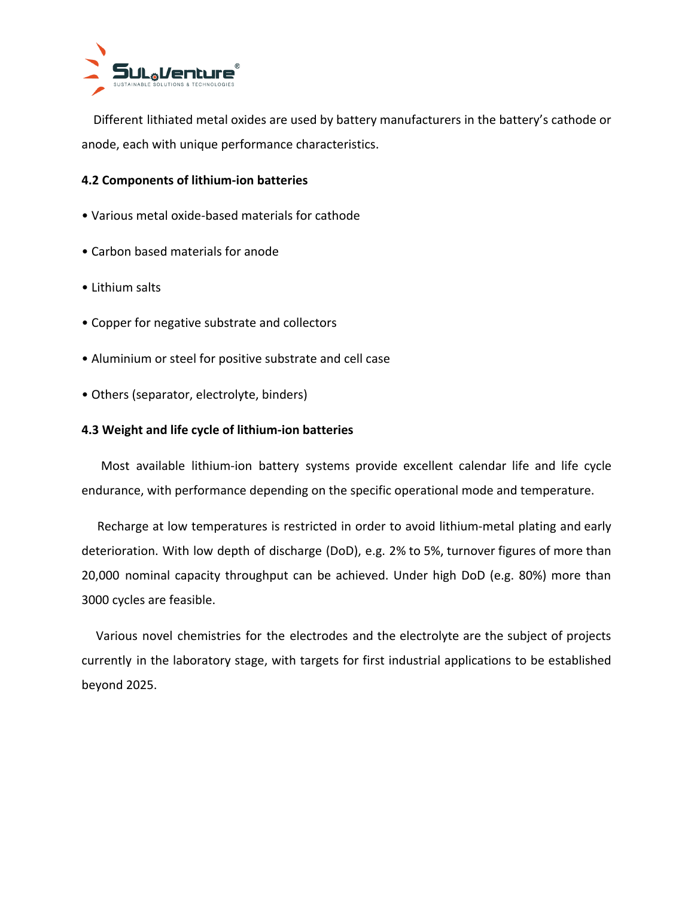Different lithiated metal oxides are used by battery manufacturers in the battery's cathode or anode, each with unique performance characteristics.

### 4.2 Components of lithium-ion batteries

- Various metal oxide-based materials for cathode
- Carbon based materials for anode
- Lithium salts
- Copper for negative substrate and collectors
- Aluminium or steel for positive substrate and cell case
- Others (separator, electrolyte, binders)

### 4.3 Weight and life cycle of lithium-ion batteries

Most available lithium-ion battery systems provide excellent calendar life and life cycle endurance, with performance depending on the specific operational mode and temperature.

Recharge at low temperatures is restricted in order to avoid lithium-metal plating and early deterioration. With low depth of discharge (DoD), e.g. 2% to 5%, turnover figures of more than 20,000 nominal capacity throughput can be achieved. Under high DoD (e.g. 80%) more than 3000 cycles are feasible.

Various novel chemistries for the electrodes and the electrolyte are the subject of projects currently in the laboratory stage, with targets for first industrial applications to be established beyond 2025.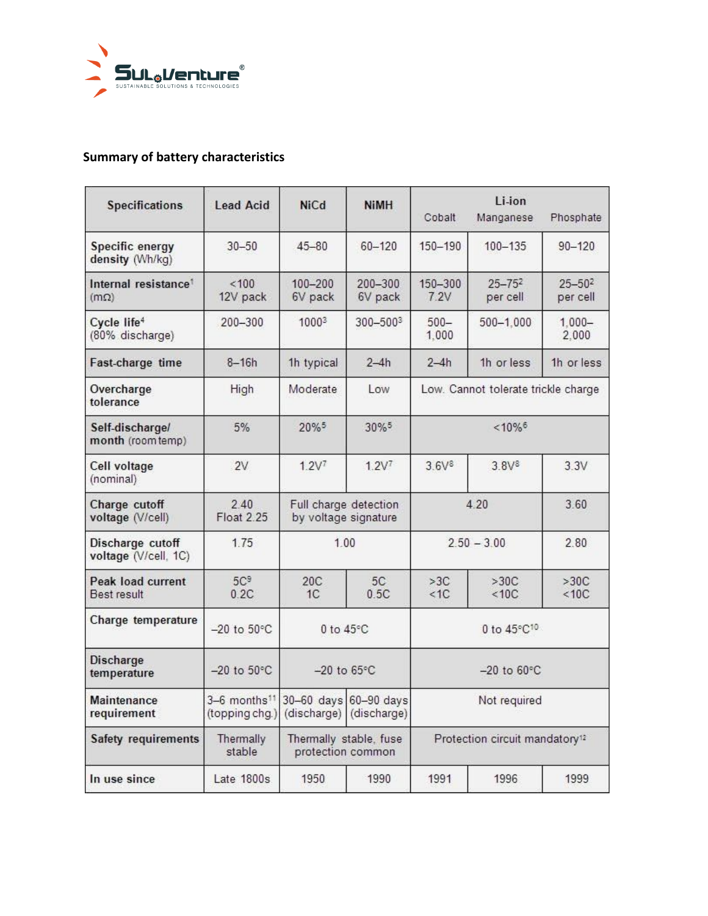**Summary of battery characteristics**

| Specifications | Lead Acid | NiCd | NiMH | Li-ion Cobalt | Li-ion Manganese | Li-ion Phosphate |
|---|---|---|---|---|---|---|
| **Specific energy density** (Wh/kg) | 30–50 | 45–80 | 60–120 | 150–190 | 100–135 | 90–120 |
| **Internal resistance**[1] (mΩ) | <100 12V pack | 100–200 6V pack | 200–300 6V pack | 150–300 7.2V | 25–75[2] per cell | 25–50[2] per cell |
| **Cycle life**[4] (80% discharge) | 200–300 | 1000[3] | 300–500[3] | 500–1,000 | 500–1,000 | 1,000–2,000 |
| **Fast-charge time** | 8–16h | 1h typical | 2–4h | 2–4h | 1h or less | 1h or less |
| **Overcharge tolerance** | High | Moderate | Low | Low. Cannot tolerate trickle charge | | |
| **Self-discharge/ month** (room temp) | 5% | 20%[5] | 30%[5] | <10%[6] | | |
| **Cell voltage** (nominal) | 2V | 1.2V[7] | 1.2V[7] | 3.6V[8] | 3.8V[8] | 3.3V |
| **Charge cutoff voltage** (V/cell) | 2.40 Float 2.25 | Full charge detection by voltage signature | | 4.20 | | 3.60 |
| **Discharge cutoff voltage** (V/cell, 1C) | 1.75 | 1.00 | | 2.50 – 3.00 | | 2.80 |
| **Peak load current** Best result | 5C[9] 0.2C | 20C 1C | 5C 0.5C | >3C <1C | >30C <10C | >30C <10C |
| **Charge temperature** | –20 to 50°C | 0 to 45°C | | 0 to 45°C[10] | | |
| **Discharge temperature** | –20 to 50°C | –20 to 65°C | | –20 to 60°C | | |
| **Maintenance requirement** | 3–6 months[11] (topping chg.) | 30–60 days (discharge) | 60–90 days (discharge) | Not required | | |
| **Safety requirements** | Thermally stable | Thermally stable, fuse protection common | | Protection circuit mandatory[12] | | |
| **In use since** | Late 1800s | 1950 | 1990 | 1991 | 1996 | 1999 |